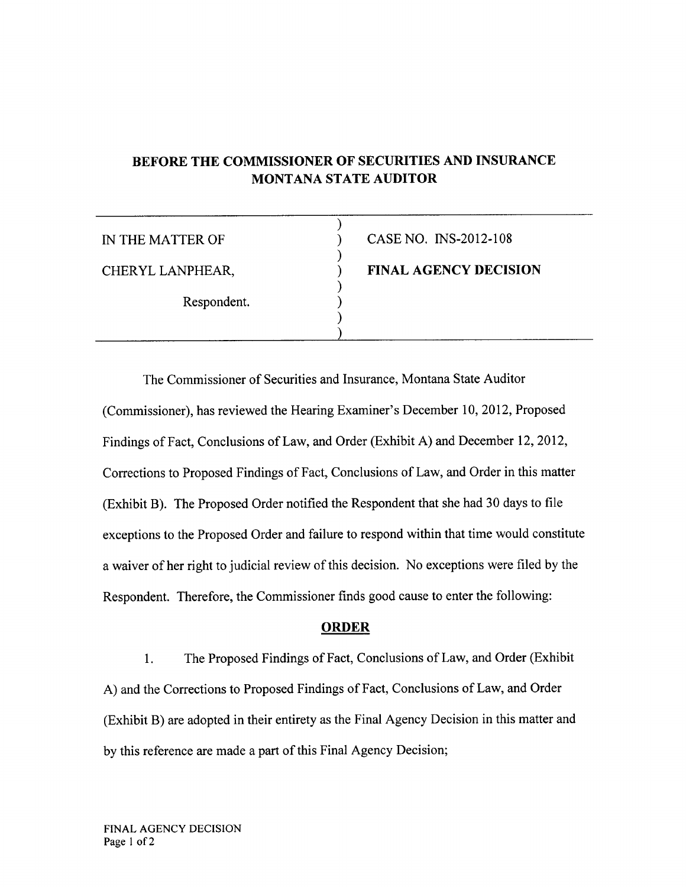# BEFORE THE COMMISSIONER OF SECURITIES AND INSURANCE MONTANA STATE AUDITOR

| | |
|---|---|
| IN THE MATTER OF | CASE NO. INS-2012-108 |
| CHERYL LANPHEAR, | **FINAL AGENCY DECISION** |
| Respondent. | |

The Commissioner of Securities and Insurance, Montana State Auditor (Commissioner), has reviewed the Hearing Examiner's December 10, 2012, Proposed Findings of Fact, Conclusions of Law, and Order (Exhibit A) and December 12, 2012, Corrections to Proposed Findings of Fact, Conclusions of Law, and Order in this matter (Exhibit B). The Proposed Order notified the Respondent that she had 30 days to file exceptions to the Proposed Order and failure to respond within that time would constitute a waiver of her right to judicial review of this decision. No exceptions were filed by the Respondent. Therefore, the Commissioner finds good cause to enter the following:

## ORDER

1. The Proposed Findings of Fact, Conclusions of Law, and Order (Exhibit A) and the Corrections to Proposed Findings of Fact, Conclusions of Law, and Order (Exhibit B) are adopted in their entirety as the Final Agency Decision in this matter and by this reference are made a part of this Final Agency Decision;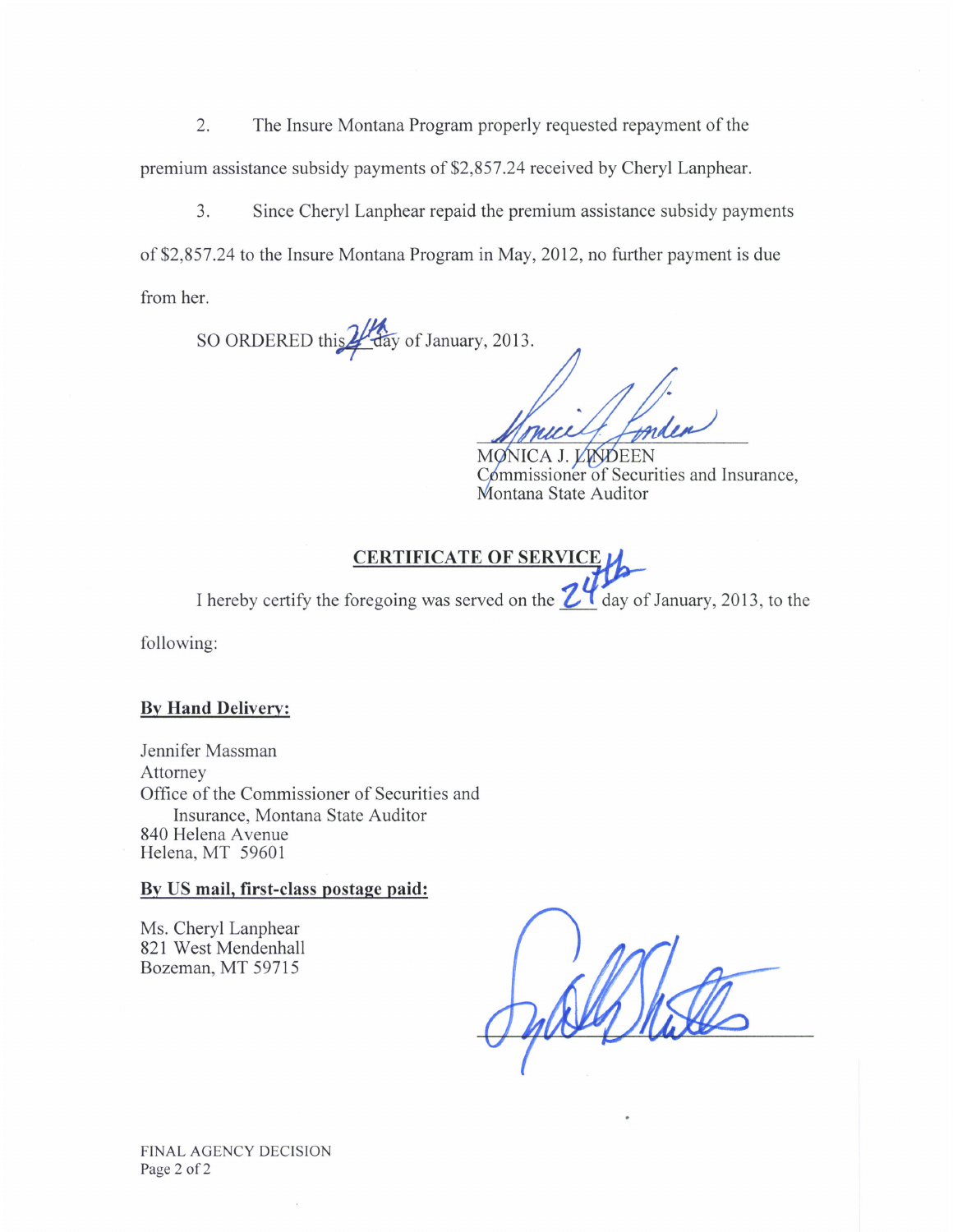2. The Insure Montana Program properly requested repayment of the premium assistance subsidy payments of $2,857.24 received by Cheryl Lanphear.

3. Since Cheryl Lanphear repaid the premium assistance subsidy payments of $2,857.24 to the Insure Montana Program in May, 2012, no further payment is due from her.

SO ORDERED this 24th day of January, 2013.

MONICA J. LINDEEN
Commissioner of Securities and Insurance,
Montana State Auditor

## CERTIFICATE OF SERVICE

I hereby certify the foregoing was served on the 24th day of January, 2013, to the following:

**By Hand Delivery:**

Jennifer Massman
Attorney
Office of the Commissioner of Securities and
Insurance, Montana State Auditor
840 Helena Avenue
Helena, MT 59601

**By US mail, first-class postage paid:**

Ms. Cheryl Lanphear
821 West Mendenhall
Bozeman, MT 59715

FINAL AGENCY DECISION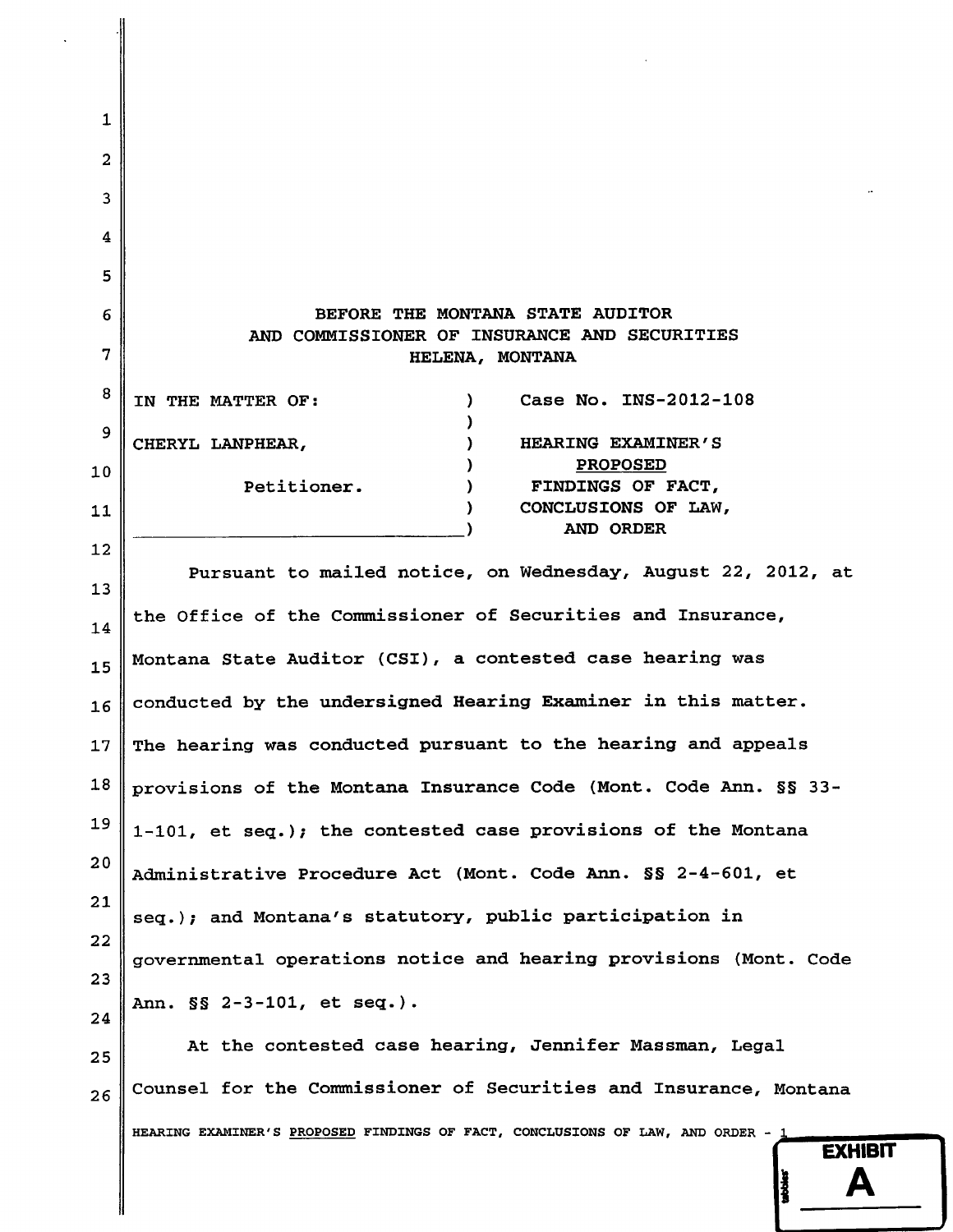BEFORE THE MONTANA STATE AUDITOR
AND COMMISSIONER OF INSURANCE AND SECURITIES
HELENA, MONTANA

| | | |
|---|---|---|
| IN THE MATTER OF: | ) | Case No. INS-2012-108 |
| | ) | |
| CHERYL LANPHEAR, | ) | HEARING EXAMINER'S PROPOSED |
| | ) | FINDINGS OF FACT, |
| Petitioner. | ) | CONCLUSIONS OF LAW, |
| | ) | AND ORDER |

Pursuant to mailed notice, on Wednesday, August 22, 2012, at the Office of the Commissioner of Securities and Insurance, Montana State Auditor (CSI), a contested case hearing was conducted by the undersigned Hearing Examiner in this matter. The hearing was conducted pursuant to the hearing and appeals provisions of the Montana Insurance Code (Mont. Code Ann. §§ 33-1-101, et seq.); the contested case provisions of the Montana Administrative Procedure Act (Mont. Code Ann. §§ 2-4-601, et seq.); and Montana's statutory, public participation in governmental operations notice and hearing provisions (Mont. Code Ann. §§ 2-3-101, et seq.).

At the contested case hearing, Jennifer Massman, Legal Counsel for the Commissioner of Securities and Insurance, Montana

EXHIBIT A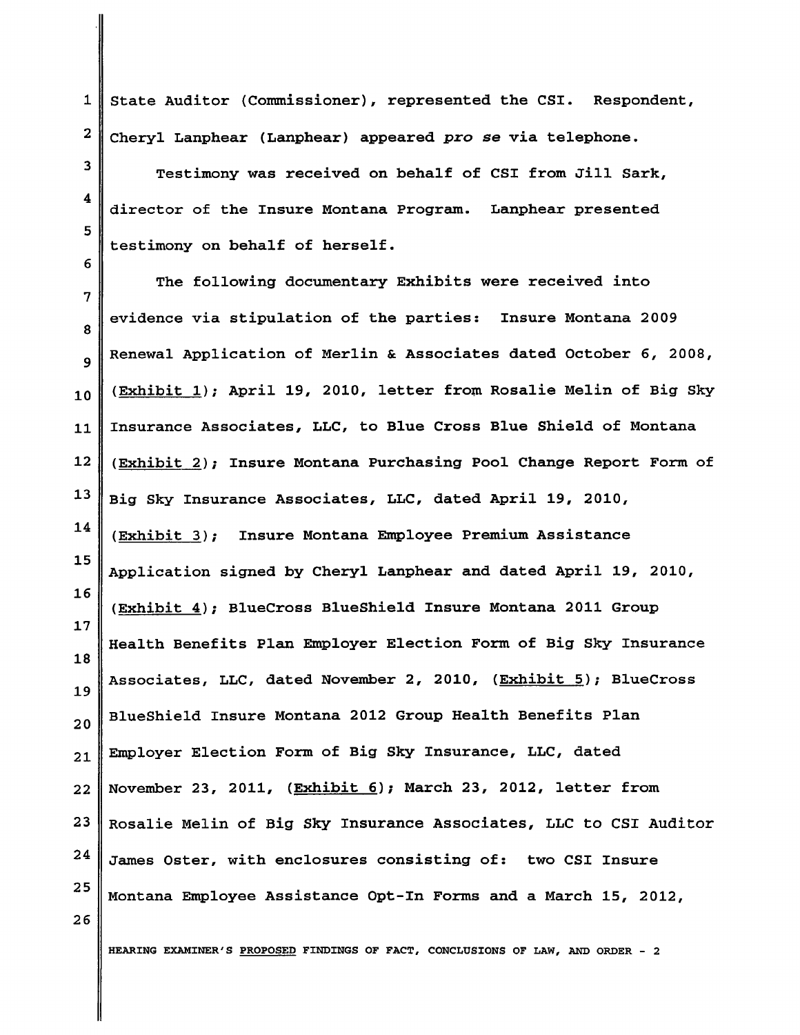State Auditor (Commissioner), represented the CSI. Respondent, Cheryl Lanphear (Lanphear) appeared *pro se* via telephone.

Testimony was received on behalf of CSI from Jill Sark, director of the Insure Montana Program. Lanphear presented testimony on behalf of herself.

The following documentary Exhibits were received into evidence via stipulation of the parties: Insure Montana 2009 Renewal Application of Merlin & Associates dated October 6, 2008, (Exhibit 1); April 19, 2010, letter from Rosalie Melin of Big Sky Insurance Associates, LLC, to Blue Cross Blue Shield of Montana (Exhibit 2); Insure Montana Purchasing Pool Change Report Form of Big Sky Insurance Associates, LLC, dated April 19, 2010, (Exhibit 3); Insure Montana Employee Premium Assistance Application signed by Cheryl Lanphear and dated April 19, 2010, (Exhibit 4); BlueCross BlueShield Insure Montana 2011 Group Health Benefits Plan Employer Election Form of Big Sky Insurance Associates, LLC, dated November 2, 2010, (Exhibit 5); BlueCross BlueShield Insure Montana 2012 Group Health Benefits Plan Employer Election Form of Big Sky Insurance, LLC, dated November 23, 2011, (Exhibit 6); March 23, 2012, letter from Rosalie Melin of Big Sky Insurance Associates, LLC to CSI Auditor James Oster, with enclosures consisting of: two CSI Insure Montana Employee Assistance Opt-In Forms and a March 15, 2012,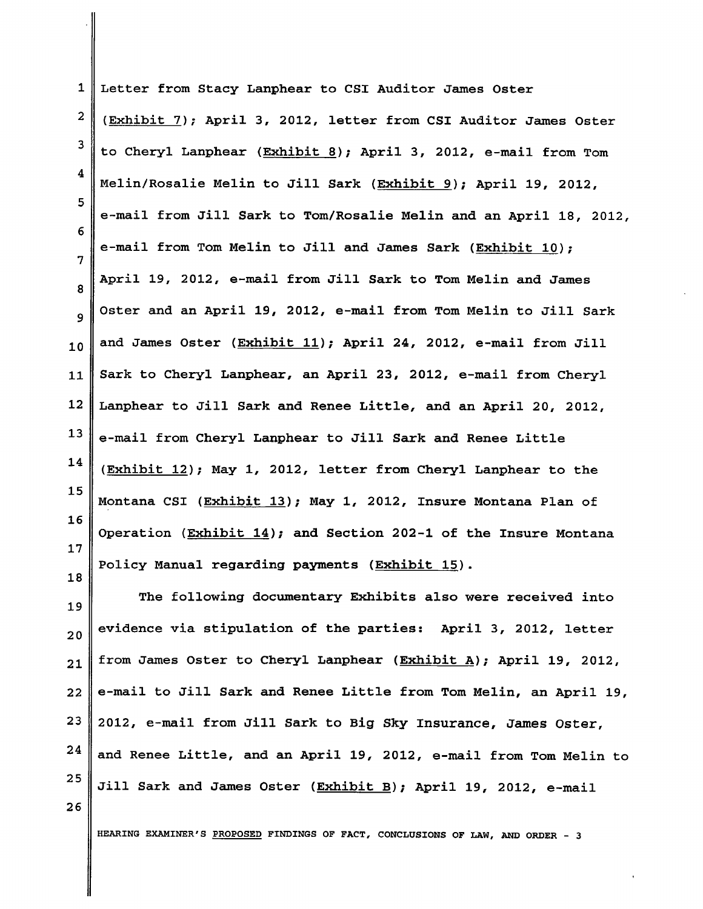Letter from Stacy Lanphear to CSI Auditor James Oster (Exhibit 7); April 3, 2012, letter from CSI Auditor James Oster to Cheryl Lanphear (Exhibit 8); April 3, 2012, e-mail from Tom Melin/Rosalie Melin to Jill Sark (Exhibit 9); April 19, 2012, e-mail from Jill Sark to Tom/Rosalie Melin and an April 18, 2012, e-mail from Tom Melin to Jill and James Sark (Exhibit 10); April 19, 2012, e-mail from Jill Sark to Tom Melin and James Oster and an April 19, 2012, e-mail from Tom Melin to Jill Sark and James Oster (Exhibit 11); April 24, 2012, e-mail from Jill Sark to Cheryl Lanphear, an April 23, 2012, e-mail from Cheryl Lanphear to Jill Sark and Renee Little, and an April 20, 2012, e-mail from Cheryl Lanphear to Jill Sark and Renee Little (Exhibit 12); May 1, 2012, letter from Cheryl Lanphear to the Montana CSI (Exhibit 13); May 1, 2012, Insure Montana Plan of Operation (Exhibit 14); and Section 202-1 of the Insure Montana Policy Manual regarding payments (Exhibit 15).

The following documentary Exhibits also were received into evidence via stipulation of the parties: April 3, 2012, letter from James Oster to Cheryl Lanphear (Exhibit A); April 19, 2012, e-mail to Jill Sark and Renee Little from Tom Melin, an April 19, 2012, e-mail from Jill Sark to Big Sky Insurance, James Oster, and Renee Little, and an April 19, 2012, e-mail from Tom Melin to Jill Sark and James Oster (Exhibit B); April 19, 2012, e-mail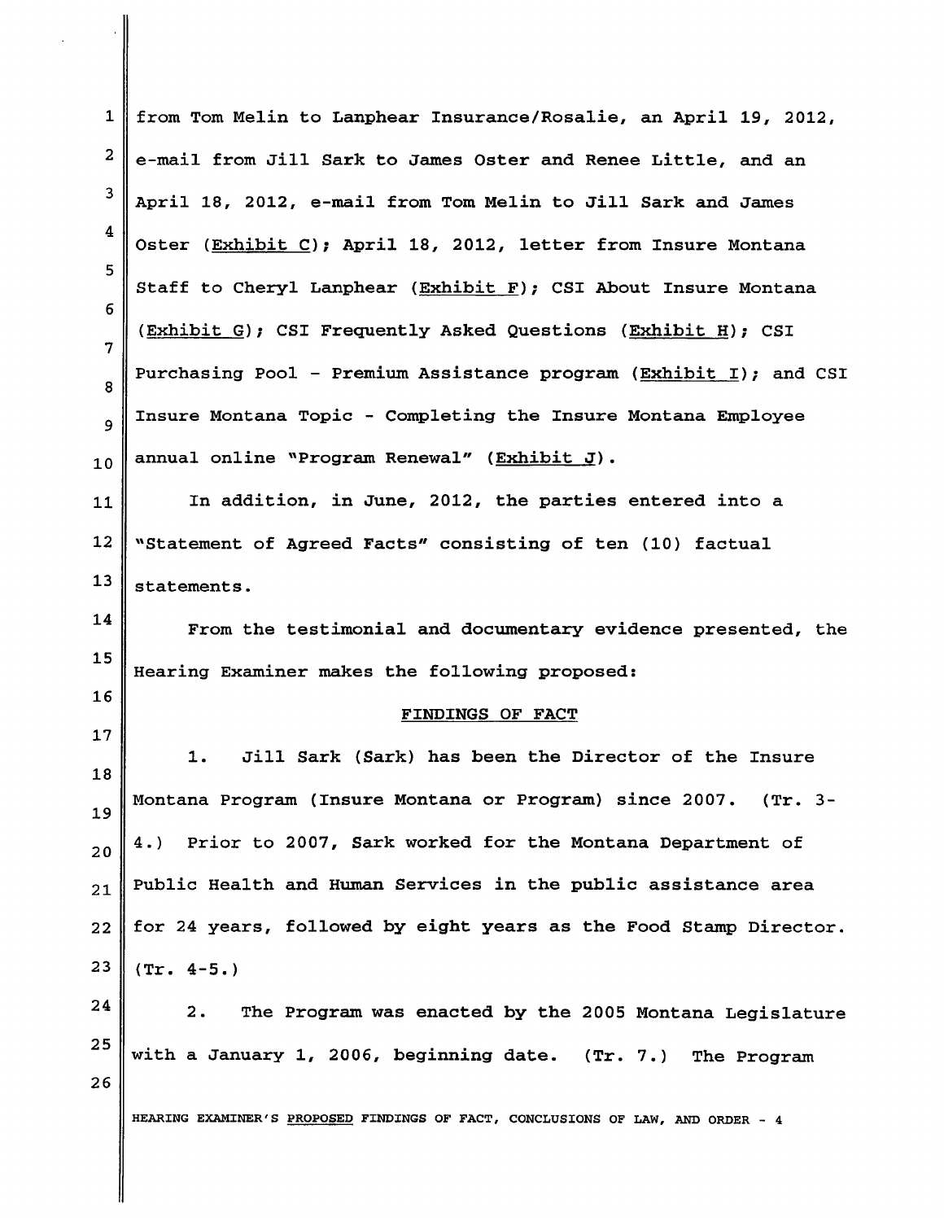from Tom Melin to Lanphear Insurance/Rosalie, an April 19, 2012, e-mail from Jill Sark to James Oster and Renee Little, and an April 18, 2012, e-mail from Tom Melin to Jill Sark and James Oster (Exhibit C); April 18, 2012, letter from Insure Montana Staff to Cheryl Lanphear (Exhibit F); CSI About Insure Montana (Exhibit G); CSI Frequently Asked Questions (Exhibit H); CSI Purchasing Pool - Premium Assistance program (Exhibit I); and CSI Insure Montana Topic - Completing the Insure Montana Employee annual online "Program Renewal" (Exhibit J).

In addition, in June, 2012, the parties entered into a "Statement of Agreed Facts" consisting of ten (10) factual statements.

From the testimonial and documentary evidence presented, the Hearing Examiner makes the following proposed:

## FINDINGS OF FACT

1. Jill Sark (Sark) has been the Director of the Insure Montana Program (Insure Montana or Program) since 2007. (Tr. 3-4.) Prior to 2007, Sark worked for the Montana Department of Public Health and Human Services in the public assistance area for 24 years, followed by eight years as the Food Stamp Director. (Tr. 4-5.)

2. The Program was enacted by the 2005 Montana Legislature with a January 1, 2006, beginning date. (Tr. 7.) The Program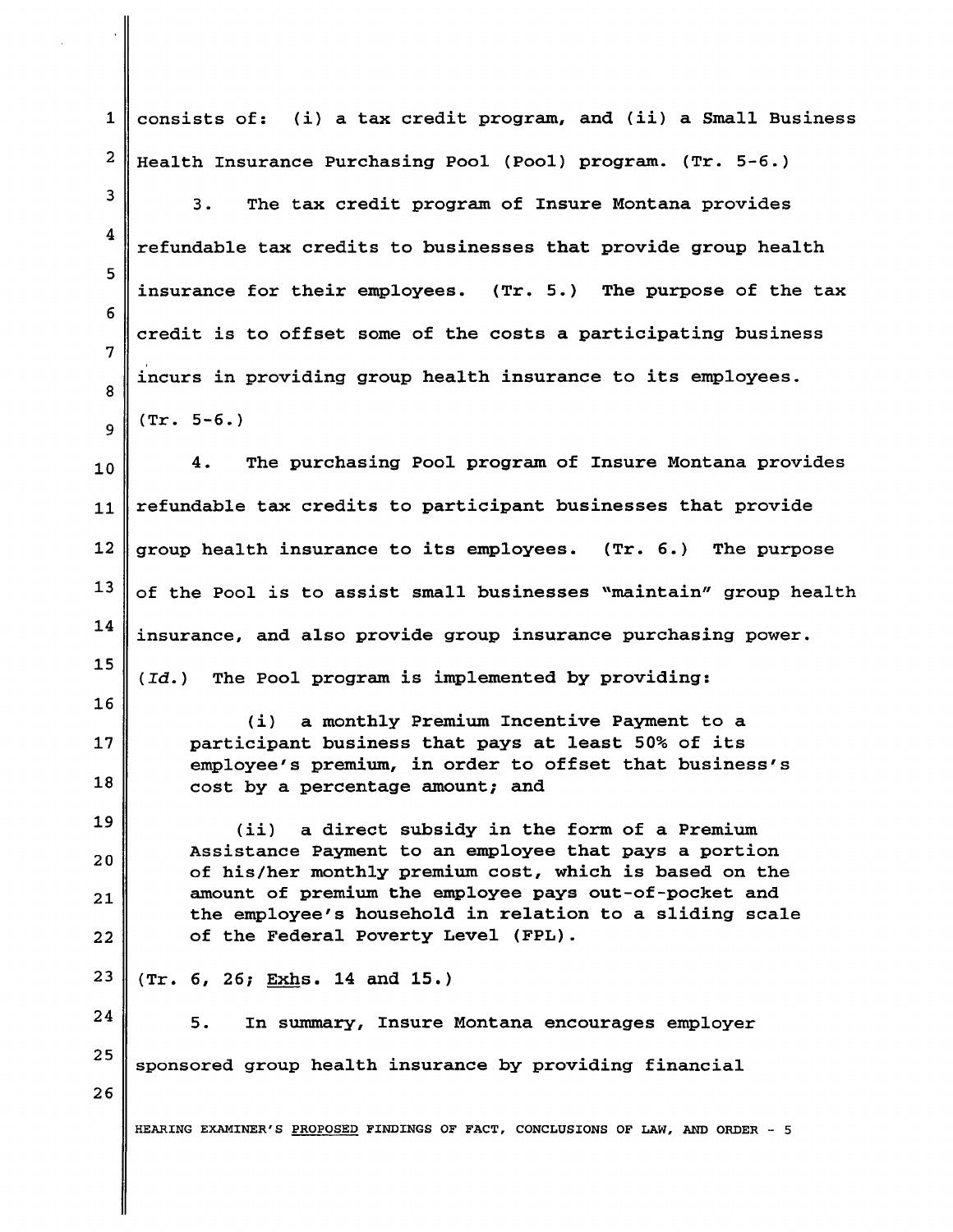consists of: (i) a tax credit program, and (ii) a Small Business Health Insurance Purchasing Pool (Pool) program. (Tr. 5-6.)

3. The tax credit program of Insure Montana provides refundable tax credits to businesses that provide group health insurance for their employees. (Tr. 5.) The purpose of the tax credit is to offset some of the costs a participating business incurs in providing group health insurance to its employees. (Tr. 5-6.)

4. The purchasing Pool program of Insure Montana provides refundable tax credits to participant businesses that provide group health insurance to its employees. (Tr. 6.) The purpose of the Pool is to assist small businesses "maintain" group health insurance, and also provide group insurance purchasing power. (*Id.*) The Pool program is implemented by providing:

> (i) a monthly Premium Incentive Payment to a participant business that pays at least 50% of its employee's premium, in order to offset that business's cost by a percentage amount; and
>
> (ii) a direct subsidy in the form of a Premium Assistance Payment to an employee that pays a portion of his/her monthly premium cost, which is based on the amount of premium the employee pays out-of-pocket and the employee's household in relation to a sliding scale of the Federal Poverty Level (FPL).

(Tr. 6, 26; Exhs. 14 and 15.)

5. In summary, Insure Montana encourages employer sponsored group health insurance by providing financial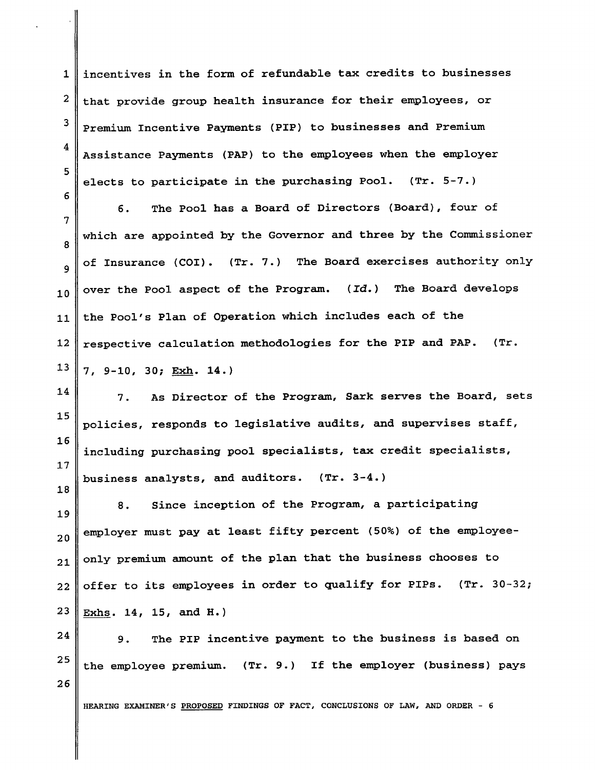incentives in the form of refundable tax credits to businesses that provide group health insurance for their employees, or Premium Incentive Payments (PIP) to businesses and Premium Assistance Payments (PAP) to the employees when the employer elects to participate in the purchasing Pool. (Tr. 5-7.)

6. The Pool has a Board of Directors (Board), four of which are appointed by the Governor and three by the Commissioner of Insurance (COI). (Tr. 7.) The Board exercises authority only over the Pool aspect of the Program. (*Id.*) The Board develops the Pool's Plan of Operation which includes each of the respective calculation methodologies for the PIP and PAP. (Tr. 7, 9-10, 30; Exh. 14.)

7. As Director of the Program, Sark serves the Board, sets policies, responds to legislative audits, and supervises staff, including purchasing pool specialists, tax credit specialists, business analysts, and auditors. (Tr. 3-4.)

8. Since inception of the Program, a participating employer must pay at least fifty percent (50%) of the employee-only premium amount of the plan that the business chooses to offer to its employees in order to qualify for PIPs. (Tr. 30-32; Exhs. 14, 15, and H.)

9. The PIP incentive payment to the business is based on the employee premium. (Tr. 9.) If the employer (business) pays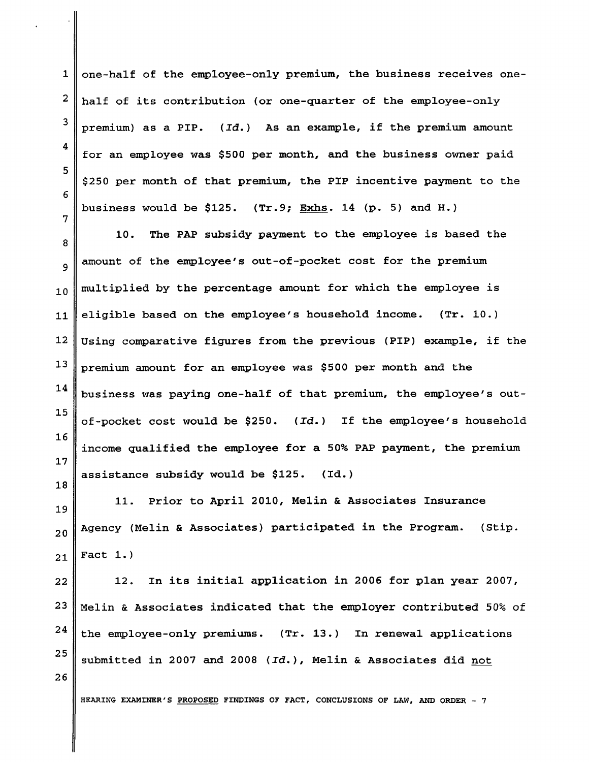one-half of the employee-only premium, the business receives one-half of its contribution (or one-quarter of the employee-only premium) as a PIP. (*Id.*) As an example, if the premium amount for an employee was $500 per month, and the business owner paid $250 per month of that premium, the PIP incentive payment to the business would be $125. (Tr.9; Exhs. 14 (p. 5) and H.)

10. The PAP subsidy payment to the employee is based the amount of the employee's out-of-pocket cost for the premium multiplied by the percentage amount for which the employee is eligible based on the employee's household income. (Tr. 10.) Using comparative figures from the previous (PIP) example, if the premium amount for an employee was $500 per month and the business was paying one-half of that premium, the employee's out-of-pocket cost would be $250. (*Id.*) If the employee's household income qualified the employee for a 50% PAP payment, the premium assistance subsidy would be $125. (Id.)

11. Prior to April 2010, Melin & Associates Insurance Agency (Melin & Associates) participated in the Program. (Stip. Fact 1.)

12. In its initial application in 2006 for plan year 2007, Melin & Associates indicated that the employer contributed 50% of the employee-only premiums. (Tr. 13.) In renewal applications submitted in 2007 and 2008 (*Id.*), Melin & Associates did <u>not</u>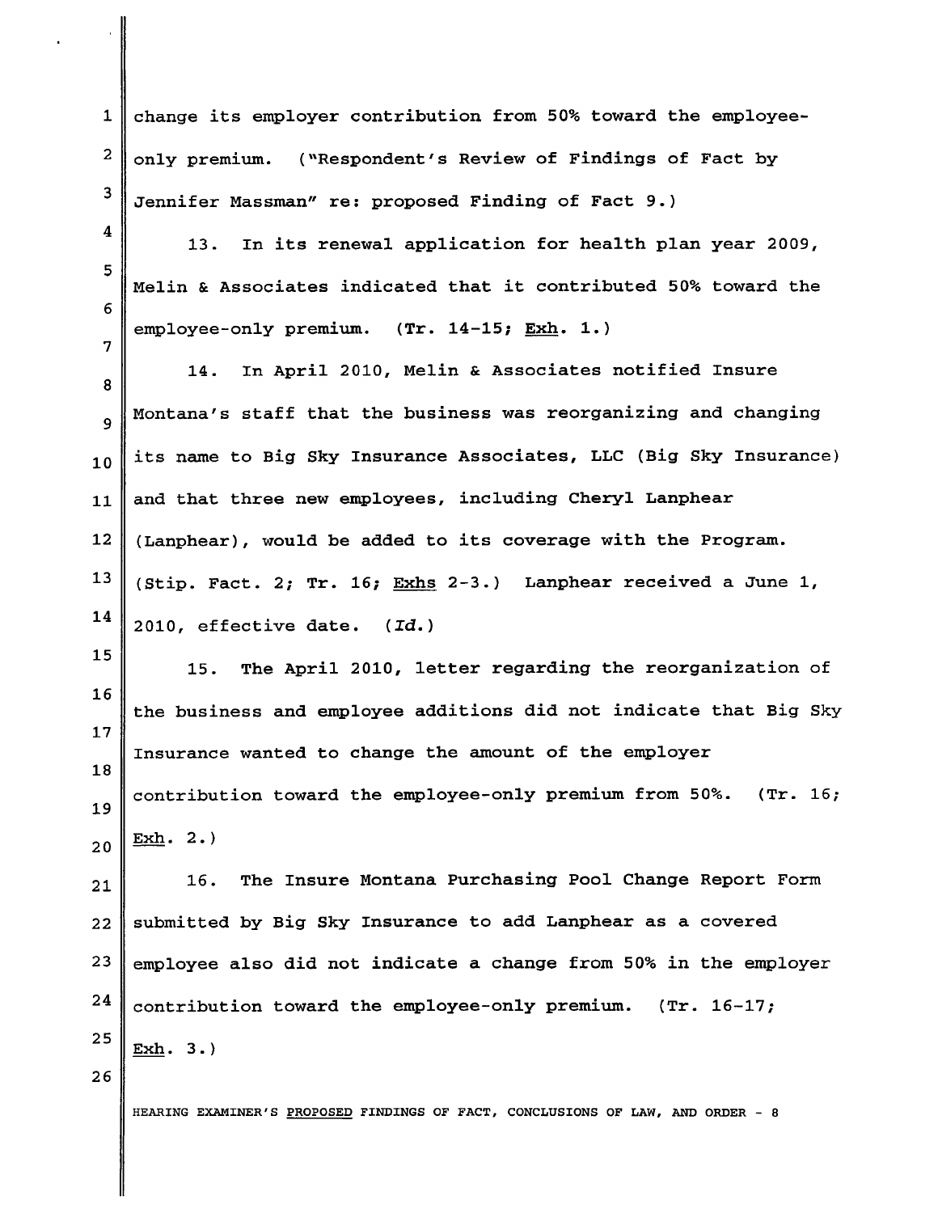change its employer contribution from 50% toward the employee-only premium. ("Respondent's Review of Findings of Fact by Jennifer Massman" re: proposed Finding of Fact 9.)

13. In its renewal application for health plan year 2009, Melin & Associates indicated that it contributed 50% toward the employee-only premium. (Tr. 14-15; Exh. 1.)

14. In April 2010, Melin & Associates notified Insure Montana's staff that the business was reorganizing and changing its name to Big Sky Insurance Associates, LLC (Big Sky Insurance) and that three new employees, including Cheryl Lanphear (Lanphear), would be added to its coverage with the Program. (Stip. Fact. 2; Tr. 16; Exhs 2-3.) Lanphear received a June 1, 2010, effective date. (*Id.*)

15. The April 2010, letter regarding the reorganization of the business and employee additions did not indicate that Big Sky Insurance wanted to change the amount of the employer contribution toward the employee-only premium from 50%. (Tr. 16; Exh. 2.)

16. The Insure Montana Purchasing Pool Change Report Form submitted by Big Sky Insurance to add Lanphear as a covered employee also did not indicate a change from 50% in the employer contribution toward the employee-only premium. (Tr. 16-17; Exh. 3.)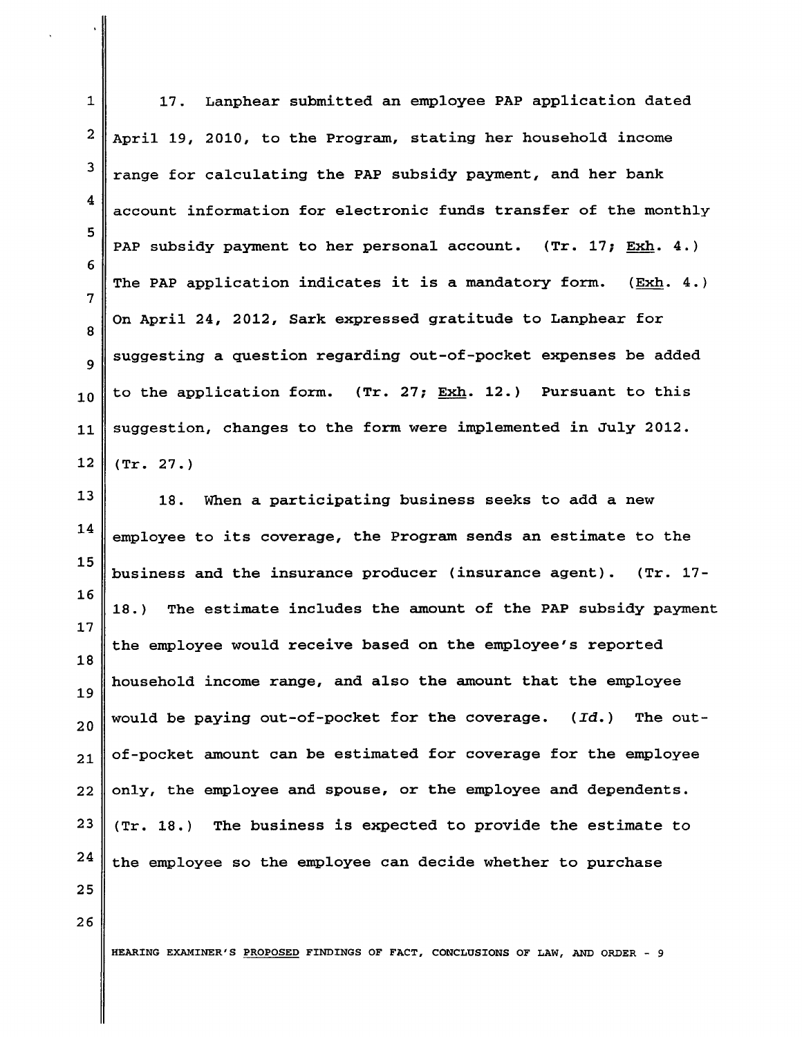17. Lanphear submitted an employee PAP application dated April 19, 2010, to the Program, stating her household income range for calculating the PAP subsidy payment, and her bank account information for electronic funds transfer of the monthly PAP subsidy payment to her personal account. (Tr. 17; Exh. 4.) The PAP application indicates it is a mandatory form. (Exh. 4.) On April 24, 2012, Sark expressed gratitude to Lanphear for suggesting a question regarding out-of-pocket expenses be added to the application form. (Tr. 27; Exh. 12.) Pursuant to this suggestion, changes to the form were implemented in July 2012. (Tr. 27.)

18. When a participating business seeks to add a new employee to its coverage, the Program sends an estimate to the business and the insurance producer (insurance agent). (Tr. 17-18.) The estimate includes the amount of the PAP subsidy payment the employee would receive based on the employee's reported household income range, and also the amount that the employee would be paying out-of-pocket for the coverage. (*Id.*) The out-of-pocket amount can be estimated for coverage for the employee only, the employee and spouse, or the employee and dependents. (Tr. 18.) The business is expected to provide the estimate to the employee so the employee can decide whether to purchase